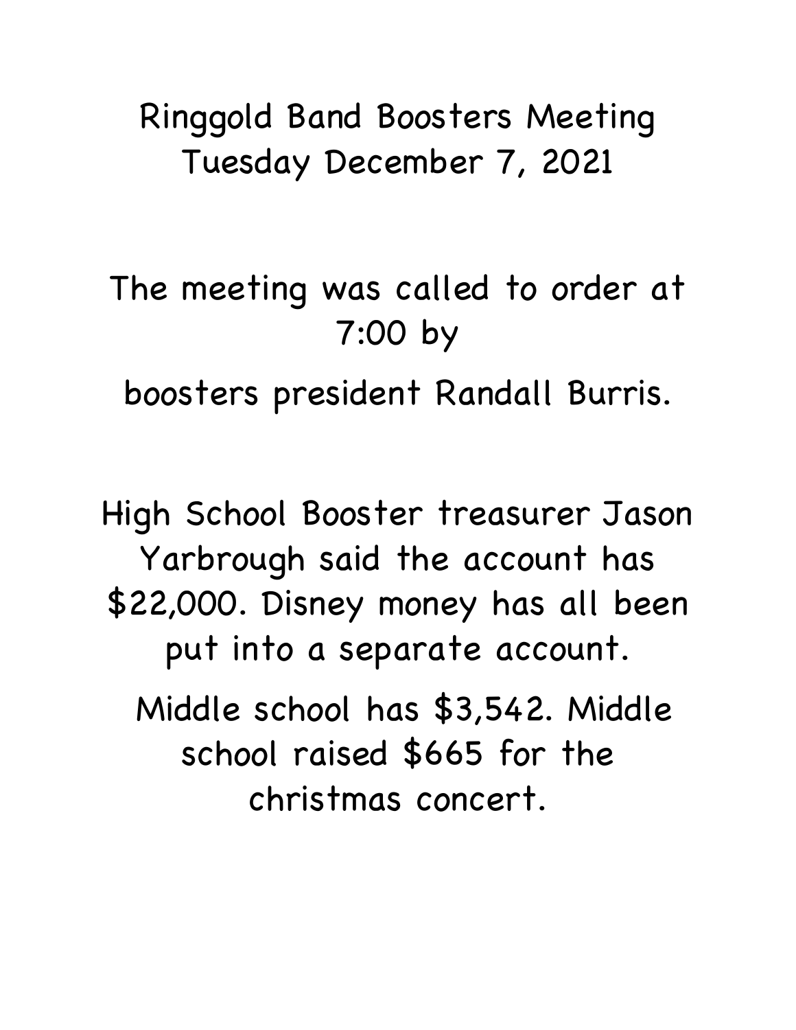# Ringgold Band Boosters Meeting
# Tuesday December 7, 2021

The meeting was called to order at 7:00 by

boosters president Randall Burris.

High School Booster treasurer Jason Yarbrough said the account has $22,000. Disney money has all been put into a separate account.

Middle school has $3,542. Middle school raised $665 for the christmas concert.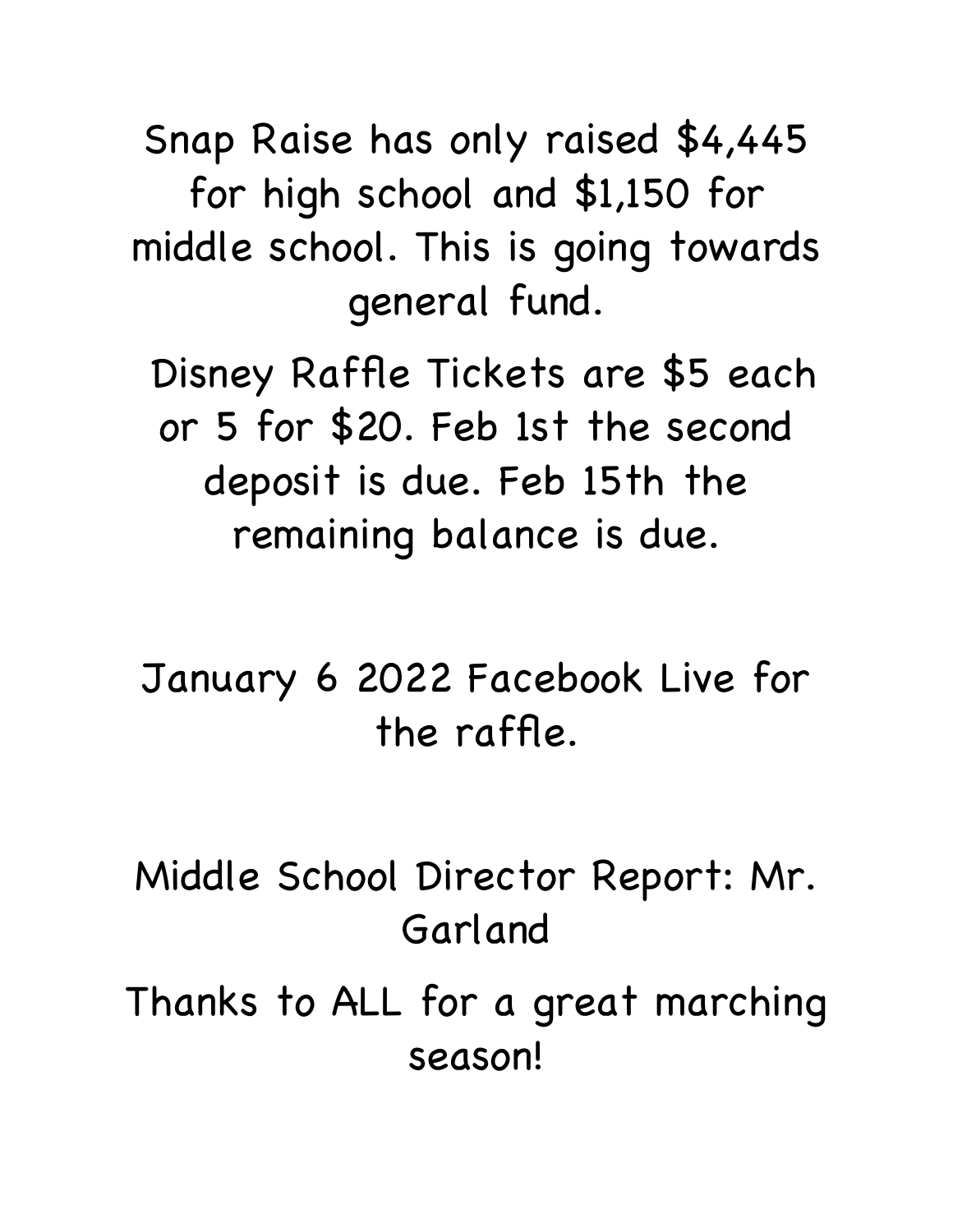Snap Raise has only raised $4,445 for high school and $1,150 for middle school. This is going towards general fund.

Disney Raffle Tickets are $5 each or 5 for $20. Feb 1st the second deposit is due. Feb 15th the remaining balance is due.

January 6 2022 Facebook Live for the raffle.

Middle School Director Report: Mr. Garland

Thanks to ALL for a great marching season!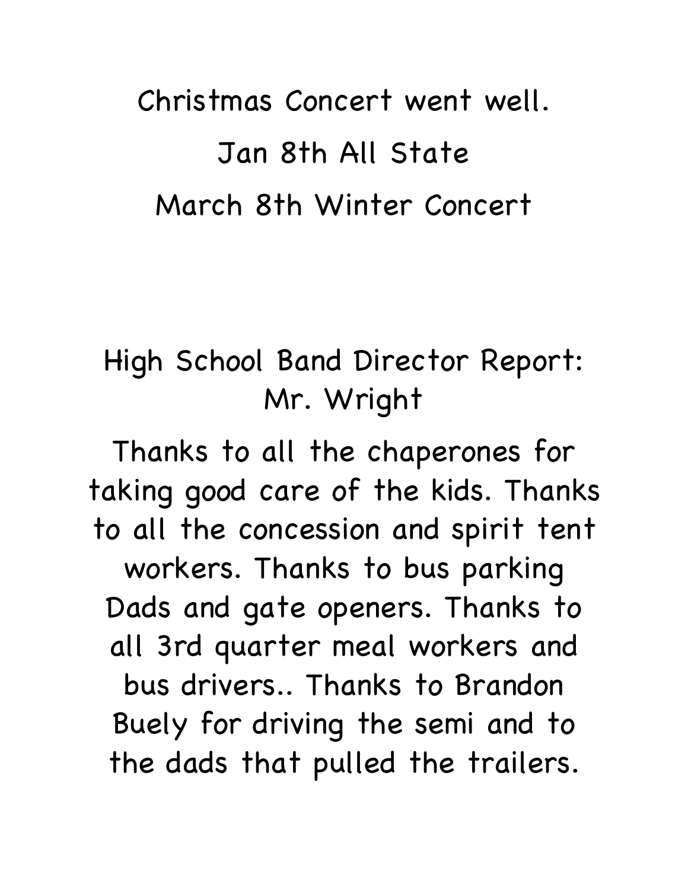Christmas Concert went well.

Jan 8th All State

March 8th Winter Concert

## High School Band Director Report: Mr. Wright

Thanks to all the chaperones for taking good care of the kids. Thanks to all the concession and spirit tent workers. Thanks to bus parking Dads and gate openers. Thanks to all 3rd quarter meal workers and bus drivers.. Thanks to Brandon Buely for driving the semi and to the dads that pulled the trailers.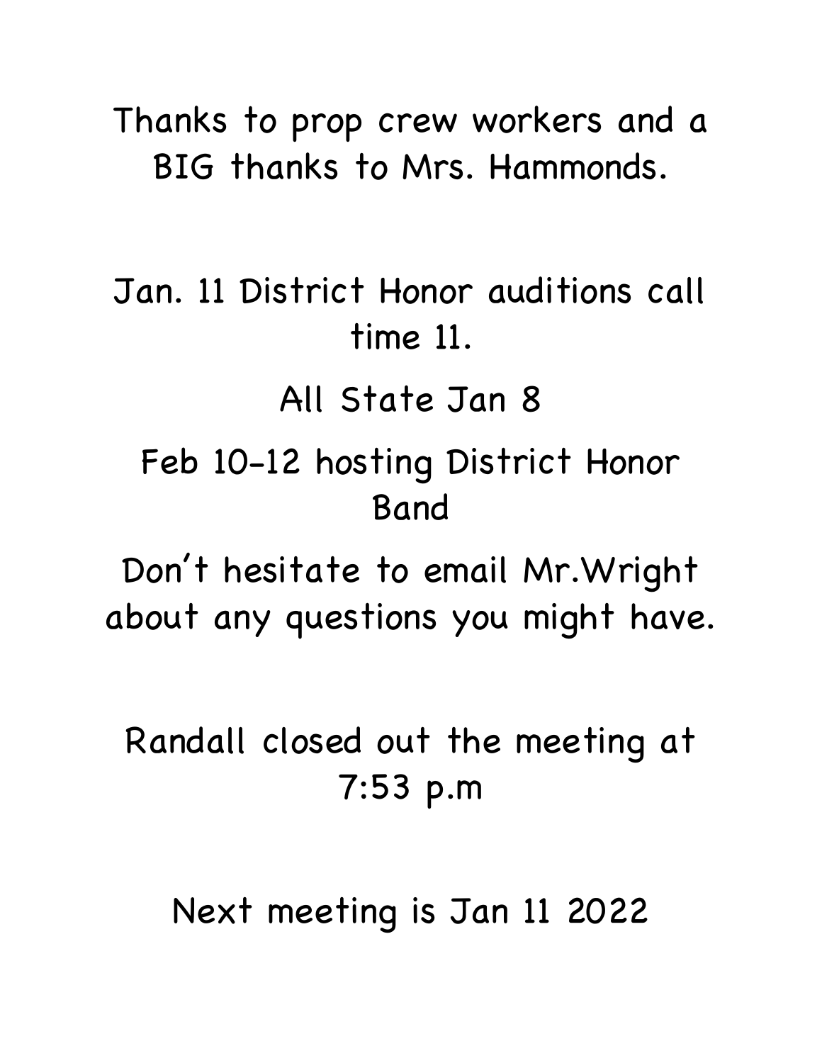Thanks to prop crew workers and a BIG thanks to Mrs. Hammonds.

Jan. 11 District Honor auditions call time 11.

All State Jan 8

Feb 10-12 hosting District Honor Band

Don't hesitate to email Mr.Wright about any questions you might have.

Randall closed out the meeting at 7:53 p.m

Next meeting is Jan 11 2022